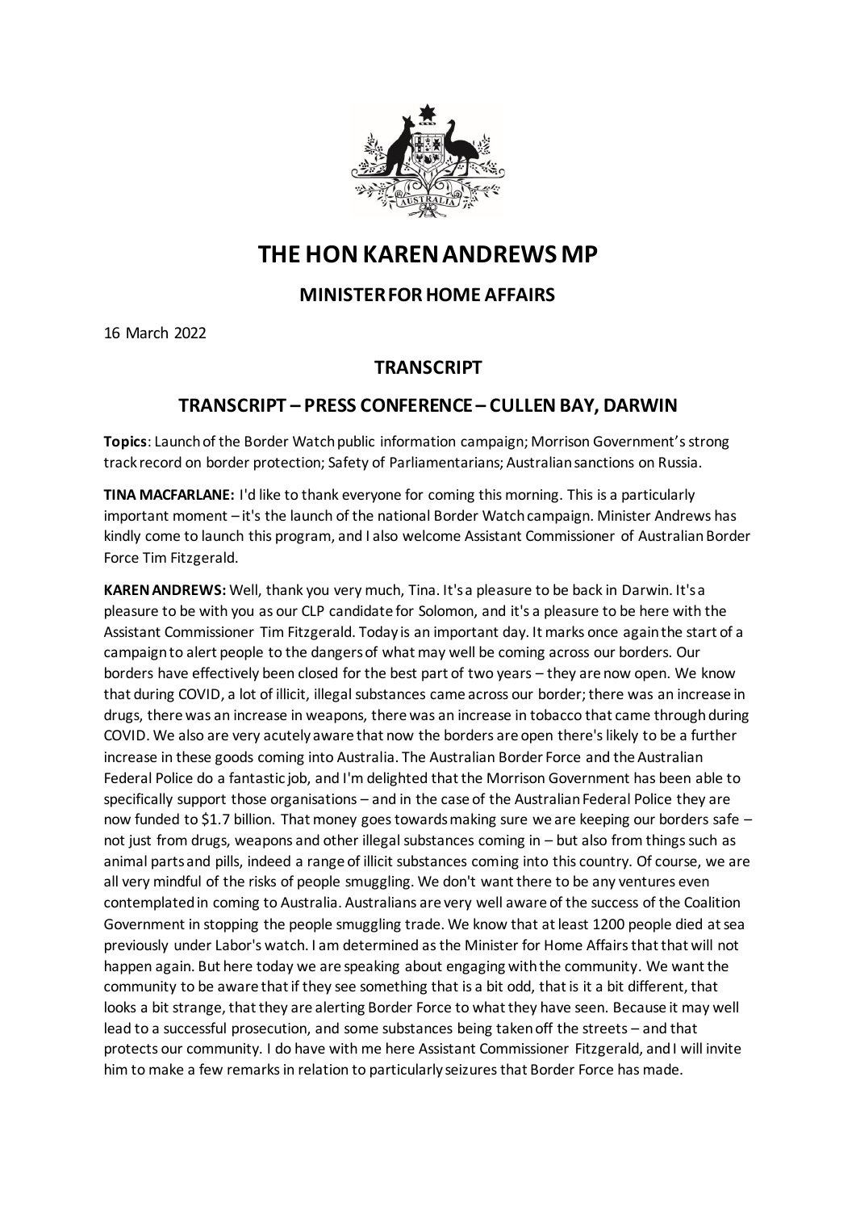# THE HON KAREN ANDREWS MP

## MINISTER FOR HOME AFFAIRS

16 March 2022

### TRANSCRIPT

### TRANSCRIPT – PRESS CONFERENCE – CULLEN BAY, DARWIN

**Topics**: Launch of the Border Watch public information campaign; Morrison Government's strong track record on border protection; Safety of Parliamentarians; Australian sanctions on Russia.

**TINA MACFARLANE:** I'd like to thank everyone for coming this morning. This is a particularly important moment – it's the launch of the national Border Watch campaign. Minister Andrews has kindly come to launch this program, and I also welcome Assistant Commissioner of Australian Border Force Tim Fitzgerald.

**KAREN ANDREWS:** Well, thank you very much, Tina. It's a pleasure to be back in Darwin. It's a pleasure to be with you as our CLP candidate for Solomon, and it's a pleasure to be here with the Assistant Commissioner Tim Fitzgerald. Today is an important day. It marks once again the start of a campaign to alert people to the dangers of what may well be coming across our borders. Our borders have effectively been closed for the best part of two years – they are now open. We know that during COVID, a lot of illicit, illegal substances came across our border; there was an increase in drugs, there was an increase in weapons, there was an increase in tobacco that came through during COVID. We also are very acutely aware that now the borders are open there's likely to be a further increase in these goods coming into Australia. The Australian Border Force and the Australian Federal Police do a fantastic job, and I'm delighted that the Morrison Government has been able to specifically support those organisations – and in the case of the Australian Federal Police they are now funded to $1.7 billion. That money goes towards making sure we are keeping our borders safe – not just from drugs, weapons and other illegal substances coming in – but also from things such as animal parts and pills, indeed a range of illicit substances coming into this country. Of course, we are all very mindful of the risks of people smuggling. We don't want there to be any ventures even contemplated in coming to Australia. Australians are very well aware of the success of the Coalition Government in stopping the people smuggling trade. We know that at least 1200 people died at sea previously under Labor's watch. I am determined as the Minister for Home Affairs that that will not happen again. But here today we are speaking about engaging with the community. We want the community to be aware that if they see something that is a bit odd, that is it a bit different, that looks a bit strange, that they are alerting Border Force to what they have seen. Because it may well lead to a successful prosecution, and some substances being taken off the streets – and that protects our community. I do have with me here Assistant Commissioner Fitzgerald, and I will invite him to make a few remarks in relation to particularly seizures that Border Force has made.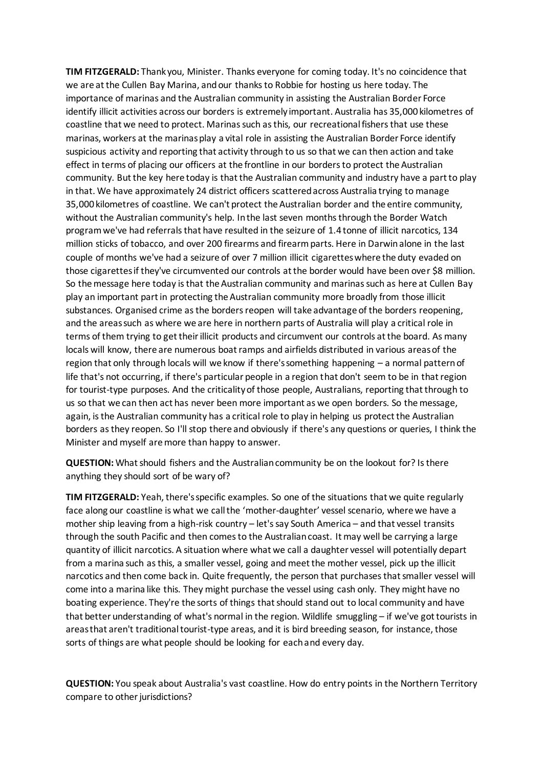**TIM FITZGERALD:** Thank you, Minister. Thanks everyone for coming today. It's no coincidence that we are at the Cullen Bay Marina, and our thanks to Robbie for hosting us here today. The importance of marinas and the Australian community in assisting the Australian Border Force identify illicit activities across our borders is extremely important. Australia has 35,000 kilometres of coastline that we need to protect. Marinas such as this, our recreational fishers that use these marinas, workers at the marinas play a vital role in assisting the Australian Border Force identify suspicious activity and reporting that activity through to us so that we can then action and take effect in terms of placing our officers at the frontline in our borders to protect the Australian community. But the key here today is that the Australian community and industry have a part to play in that. We have approximately 24 district officers scattered across Australia trying to manage 35,000 kilometres of coastline. We can't protect the Australian border and the entire community, without the Australian community's help. In the last seven months through the Border Watch program we've had referrals that have resulted in the seizure of 1.4 tonne of illicit narcotics, 134 million sticks of tobacco, and over 200 firearms and firearm parts. Here in Darwin alone in the last couple of months we've had a seizure of over 7 million illicit cigarettes where the duty evaded on those cigarettes if they've circumvented our controls at the border would have been over $8 million. So the message here today is that the Australian community and marinas such as here at Cullen Bay play an important part in protecting the Australian community more broadly from those illicit substances. Organised crime as the borders reopen will take advantage of the borders reopening, and the areas such as where we are here in northern parts of Australia will play a critical role in terms of them trying to get their illicit products and circumvent our controls at the board. As many locals will know, there are numerous boat ramps and airfields distributed in various areas of the region that only through locals will we know if there's something happening – a normal pattern of life that's not occurring, if there's particular people in a region that don't seem to be in that region for tourist-type purposes. And the criticality of those people, Australians, reporting that through to us so that we can then act has never been more important as we open borders. So the message, again, is the Australian community has a critical role to play in helping us protect the Australian borders as they reopen. So I'll stop there and obviously if there's any questions or queries, I think the Minister and myself are more than happy to answer.

**QUESTION:** What should fishers and the Australian community be on the lookout for? Is there anything they should sort of be wary of?

**TIM FITZGERALD:** Yeah, there's specific examples. So one of the situations that we quite regularly face along our coastline is what we call the 'mother-daughter' vessel scenario, where we have a mother ship leaving from a high-risk country – let's say South America – and that vessel transits through the south Pacific and then comes to the Australian coast. It may well be carrying a large quantity of illicit narcotics. A situation where what we call a daughter vessel will potentially depart from a marina such as this, a smaller vessel, going and meet the mother vessel, pick up the illicit narcotics and then come back in. Quite frequently, the person that purchases that smaller vessel will come into a marina like this. They might purchase the vessel using cash only. They might have no boating experience. They're the sorts of things that should stand out to local community and have that better understanding of what's normal in the region. Wildlife smuggling – if we've got tourists in areas that aren't traditional tourist-type areas, and it is bird breeding season, for instance, those sorts of things are what people should be looking for each and every day.

**QUESTION:** You speak about Australia's vast coastline. How do entry points in the Northern Territory compare to other jurisdictions?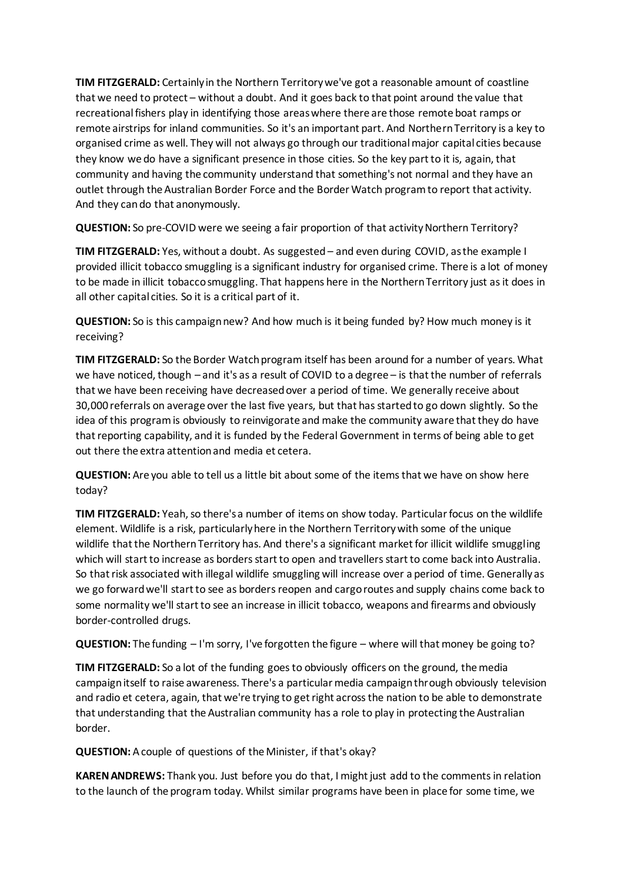**TIM FITZGERALD:** Certainly in the Northern Territory we've got a reasonable amount of coastline that we need to protect – without a doubt. And it goes back to that point around the value that recreational fishers play in identifying those areas where there are those remote boat ramps or remote airstrips for inland communities. So it's an important part. And Northern Territory is a key to organised crime as well. They will not always go through our traditional major capital cities because they know we do have a significant presence in those cities. So the key part to it is, again, that community and having the community understand that something's not normal and they have an outlet through the Australian Border Force and the Border Watch program to report that activity. And they can do that anonymously.

**QUESTION:** So pre-COVID were we seeing a fair proportion of that activity Northern Territory?

**TIM FITZGERALD:** Yes, without a doubt. As suggested – and even during COVID, as the example I provided illicit tobacco smuggling is a significant industry for organised crime. There is a lot of money to be made in illicit tobacco smuggling. That happens here in the Northern Territory just as it does in all other capital cities. So it is a critical part of it.

**QUESTION:** So is this campaign new? And how much is it being funded by? How much money is it receiving?

**TIM FITZGERALD:** So the Border Watch program itself has been around for a number of years. What we have noticed, though – and it's as a result of COVID to a degree – is that the number of referrals that we have been receiving have decreased over a period of time. We generally receive about 30,000 referrals on average over the last five years, but that has started to go down slightly. So the idea of this program is obviously to reinvigorate and make the community aware that they do have that reporting capability, and it is funded by the Federal Government in terms of being able to get out there the extra attention and media et cetera.

**QUESTION:** Are you able to tell us a little bit about some of the items that we have on show here today?

**TIM FITZGERALD:** Yeah, so there's a number of items on show today. Particular focus on the wildlife element. Wildlife is a risk, particularly here in the Northern Territory with some of the unique wildlife that the Northern Territory has. And there's a significant market for illicit wildlife smuggling which will start to increase as borders start to open and travellers start to come back into Australia. So that risk associated with illegal wildlife smuggling will increase over a period of time. Generally as we go forward we'll start to see as borders reopen and cargo routes and supply chains come back to some normality we'll start to see an increase in illicit tobacco, weapons and firearms and obviously border-controlled drugs.

**QUESTION:** The funding – I'm sorry, I've forgotten the figure – where will that money be going to?

**TIM FITZGERALD:** So a lot of the funding goes to obviously officers on the ground, the media campaign itself to raise awareness. There's a particular media campaign through obviously television and radio et cetera, again, that we're trying to get right across the nation to be able to demonstrate that understanding that the Australian community has a role to play in protecting the Australian border.

**QUESTION:** A couple of questions of the Minister, if that's okay?

**KAREN ANDREWS:** Thank you. Just before you do that, I might just add to the comments in relation to the launch of the program today. Whilst similar programs have been in place for some time, we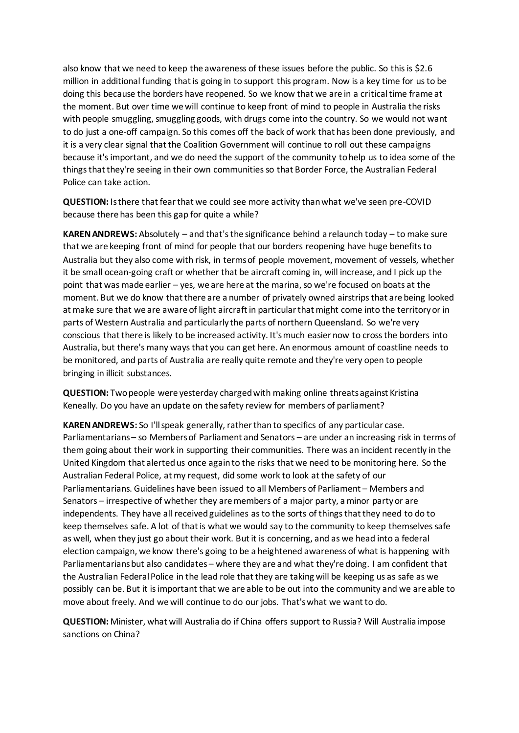also know that we need to keep the awareness of these issues before the public. So this is $2.6 million in additional funding that is going in to support this program. Now is a key time for us to be doing this because the borders have reopened. So we know that we are in a critical time frame at the moment. But over time we will continue to keep front of mind to people in Australia the risks with people smuggling, smuggling goods, with drugs come into the country. So we would not want to do just a one-off campaign. So this comes off the back of work that has been done previously, and it is a very clear signal that the Coalition Government will continue to roll out these campaigns because it's important, and we do need the support of the community to help us to idea some of the things that they're seeing in their own communities so that Border Force, the Australian Federal Police can take action.

**QUESTION:** Is there that fear that we could see more activity than what we've seen pre-COVID because there has been this gap for quite a while?

**KAREN ANDREWS:** Absolutely – and that's the significance behind a relaunch today – to make sure that we are keeping front of mind for people that our borders reopening have huge benefits to Australia but they also come with risk, in terms of people movement, movement of vessels, whether it be small ocean-going craft or whether that be aircraft coming in, will increase, and I pick up the point that was made earlier – yes, we are here at the marina, so we're focused on boats at the moment. But we do know that there are a number of privately owned airstrips that are being looked at make sure that we are aware of light aircraft in particular that might come into the territory or in parts of Western Australia and particularly the parts of northern Queensland. So we're very conscious that there is likely to be increased activity. It's much easier now to cross the borders into Australia, but there's many ways that you can get here. An enormous amount of coastline needs to be monitored, and parts of Australia are really quite remote and they're very open to people bringing in illicit substances.

**QUESTION:** Two people were yesterday charged with making online threats against Kristina Keneally. Do you have an update on the safety review for members of parliament?

**KAREN ANDREWS:** So I'll speak generally, rather than to specifics of any particular case. Parliamentarians – so Members of Parliament and Senators – are under an increasing risk in terms of them going about their work in supporting their communities. There was an incident recently in the United Kingdom that alerted us once again to the risks that we need to be monitoring here. So the Australian Federal Police, at my request, did some work to look at the safety of our Parliamentarians. Guidelines have been issued to all Members of Parliament – Members and Senators – irrespective of whether they are members of a major party, a minor party or are independents. They have all received guidelines as to the sorts of things that they need to do to keep themselves safe. A lot of that is what we would say to the community to keep themselves safe as well, when they just go about their work. But it is concerning, and as we head into a federal election campaign, we know there's going to be a heightened awareness of what is happening with Parliamentarians but also candidates – where they are and what they're doing. I am confident that the Australian Federal Police in the lead role that they are taking will be keeping us as safe as we possibly can be. But it is important that we are able to be out into the community and we are able to move about freely. And we will continue to do our jobs. That's what we want to do.

**QUESTION:** Minister, what will Australia do if China offers support to Russia? Will Australia impose sanctions on China?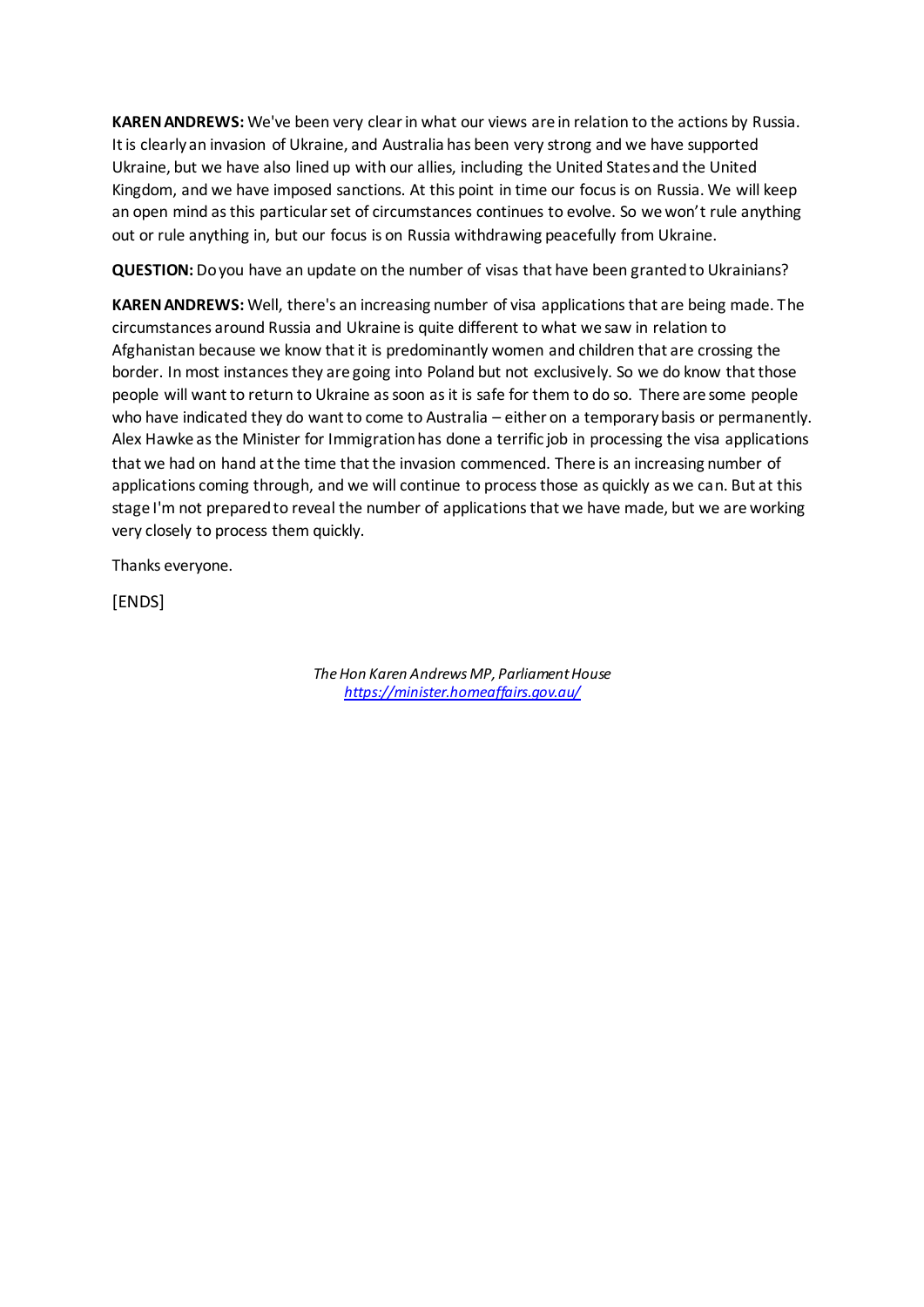**KAREN ANDREWS:** We've been very clear in what our views are in relation to the actions by Russia. It is clearly an invasion of Ukraine, and Australia has been very strong and we have supported Ukraine, but we have also lined up with our allies, including the United States and the United Kingdom, and we have imposed sanctions. At this point in time our focus is on Russia. We will keep an open mind as this particular set of circumstances continues to evolve. So we won't rule anything out or rule anything in, but our focus is on Russia withdrawing peacefully from Ukraine.

**QUESTION:** Do you have an update on the number of visas that have been granted to Ukrainians?

**KAREN ANDREWS:** Well, there's an increasing number of visa applications that are being made. The circumstances around Russia and Ukraine is quite different to what we saw in relation to Afghanistan because we know that it is predominantly women and children that are crossing the border. In most instances they are going into Poland but not exclusively. So we do know that those people will want to return to Ukraine as soon as it is safe for them to do so. There are some people who have indicated they do want to come to Australia – either on a temporary basis or permanently. Alex Hawke as the Minister for Immigration has done a terrific job in processing the visa applications that we had on hand at the time that the invasion commenced. There is an increasing number of applications coming through, and we will continue to process those as quickly as we can. But at this stage I'm not prepared to reveal the number of applications that we have made, but we are working very closely to process them quickly.

Thanks everyone.

[ENDS]

*The Hon Karen Andrews MP, Parliament House*
*https://minister.homeaffairs.gov.au/*